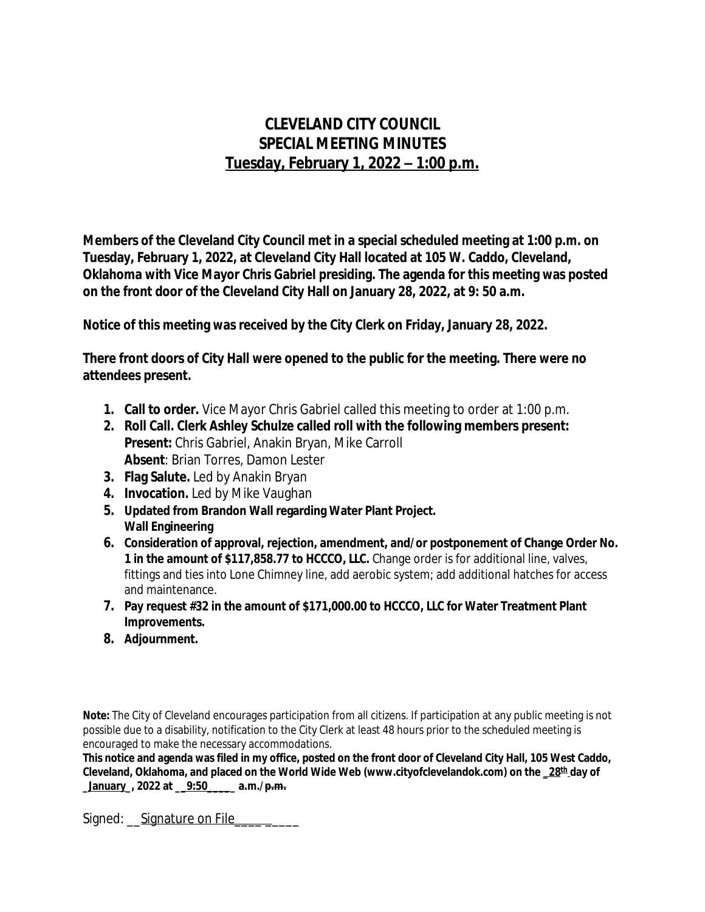# CLEVELAND CITY COUNCIL
# SPECIAL MEETING MINUTES
## Tuesday, February 1, 2022 – 1:00 p.m.

**Members of the Cleveland City Council met in a special scheduled meeting at 1:00 p.m. on Tuesday, February 1, 2022, at Cleveland City Hall located at 105 W. Caddo, Cleveland, Oklahoma with Vice Mayor Chris Gabriel presiding. The agenda for this meeting was posted on the front door of the Cleveland City Hall on January 28, 2022, at 9: 50 a.m.**

**Notice of this meeting was received by the City Clerk on Friday, January 28, 2022.**

**There front doors of City Hall were opened to the public for the meeting. There were no attendees present.**

1. **Call to order.** Vice Mayor Chris Gabriel called this meeting to order at 1:00 p.m.
2. **Roll Call. Clerk Ashley Schulze called roll with the following members present:**
   **Present:** Chris Gabriel, Anakin Bryan, Mike Carroll
   **Absent**: Brian Torres, Damon Lester
3. **Flag Salute.** Led by Anakin Bryan
4. **Invocation.** Led by Mike Vaughan
5. **Updated from Brandon Wall regarding Water Plant Project.**
   **Wall Engineering**
6. **Consideration of approval, rejection, amendment, and/or postponement of Change Order No. 1 in the amount of $117,858.77 to HCCCO, LLC.** Change order is for additional line, valves, fittings and ties into Lone Chimney line, add aerobic system; add additional hatches for access and maintenance.
7. **Pay request #32 in the amount of $171,000.00 to HCCCO, LLC for Water Treatment Plant Improvements.**
8. **Adjournment.**

**Note:** The City of Cleveland encourages participation from all citizens. If participation at any public meeting is not possible due to a disability, notification to the City Clerk at least 48 hours prior to the scheduled meeting is encouraged to make the necessary accommodations.

**This notice and agenda was filed in my office, posted on the front door of Cleveland City Hall, 105 West Caddo, Cleveland, Oklahoma, and placed on the World Wide Web (www.cityofclevelandok.com) on the _28th_ day of _January_, 2022 at __9:50____ a.m./~~p.m.~~**

Signed: __Signature on File_________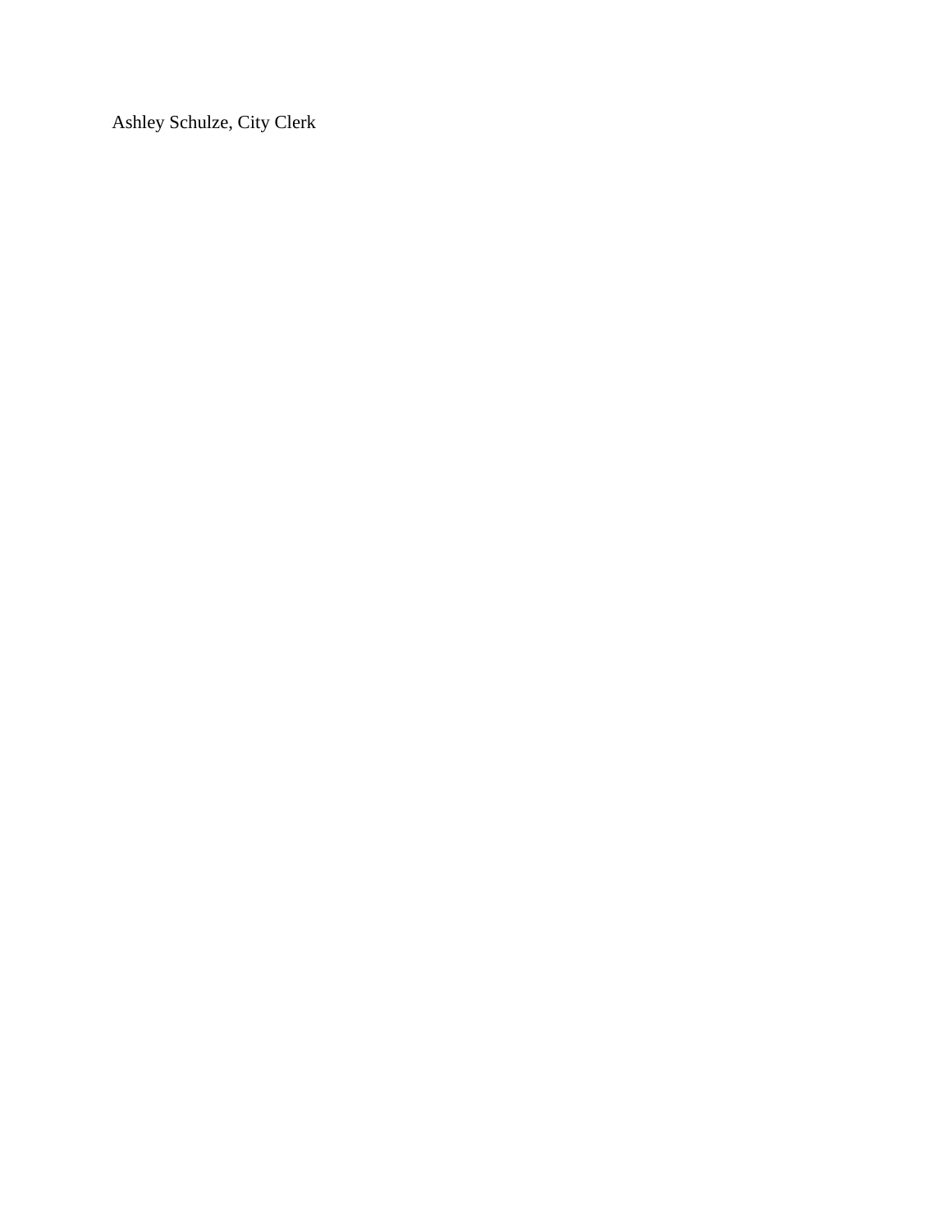Ashley Schulze, City Clerk